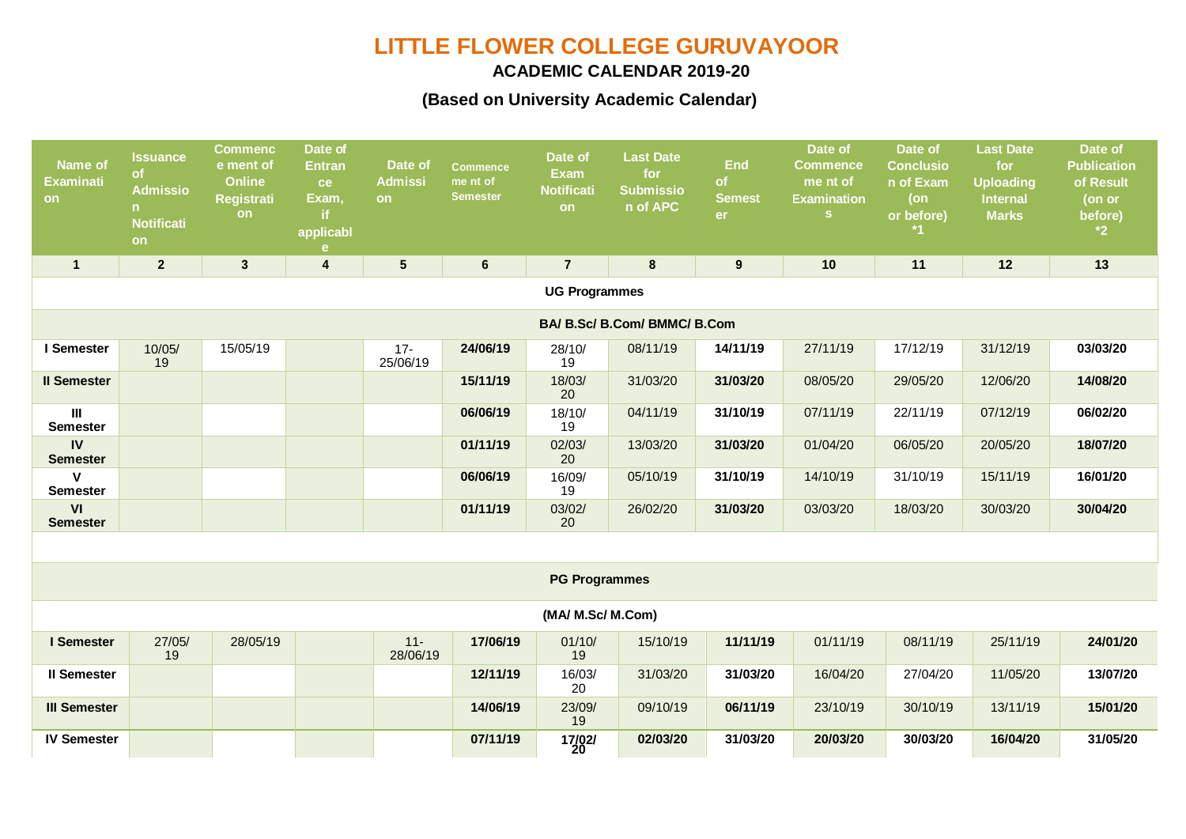# LITTLE FLOWER COLLEGE GURUVAYOOR

## ACADEMIC CALENDAR 2019-20

### (Based on University Academic Calendar)

| Name of Examination | Issuance of Admission Notification | Commencement of Online Registration | Date of Entrance Exam, if applicable | Date of Admission | Commencement of Semester | Date of Exam Notification | Last Date for Submission of APC | End of Semester | Date of Commencement of Examinations | Date of Conclusion of Exam (on or before) *1 | Last Date for Uploading Internal Marks | Date of Publication of Result (on or before) *2 |
|---|---|---|---|---|---|---|---|---|---|---|---|---|
| 1 | 2 | 3 | 4 | 5 | 6 | 7 | 8 | 9 | 10 | 11 | 12 | 13 |
| **UG Programmes** | | | | | | | | | | | | |
| **BA/ B.Sc/ B.Com/ BMMC/ B.Com** | | | | | | | | | | | | |
| **I Semester** | 10/05/19 | 15/05/19 | | 17-25/06/19 | **24/06/19** | 28/10/19 | 08/11/19 | **14/11/19** | 27/11/19 | 17/12/19 | 31/12/19 | **03/03/20** |
| **II Semester** | | | | | **15/11/19** | 18/03/20 | 31/03/20 | **31/03/20** | 08/05/20 | 29/05/20 | 12/06/20 | **14/08/20** |
| **III Semester** | | | | | **06/06/19** | 18/10/19 | 04/11/19 | **31/10/19** | 07/11/19 | 22/11/19 | 07/12/19 | **06/02/20** |
| **IV Semester** | | | | | **01/11/19** | 02/03/20 | 13/03/20 | **31/03/20** | 01/04/20 | 06/05/20 | 20/05/20 | **18/07/20** |
| **V Semester** | | | | | **06/06/19** | 16/09/19 | 05/10/19 | **31/10/19** | 14/10/19 | 31/10/19 | 15/11/19 | **16/01/20** |
| **VI Semester** | | | | | **01/11/19** | 03/02/20 | 26/02/20 | **31/03/20** | 03/03/20 | 18/03/20 | 30/03/20 | **30/04/20** |
| **PG Programmes** | | | | | | | | | | | | |
| **(MA/ M.Sc/ M.Com)** | | | | | | | | | | | | |
| **I Semester** | 27/05/19 | 28/05/19 | | 11-28/06/19 | **17/06/19** | 01/10/19 | 15/10/19 | **11/11/19** | 01/11/19 | 08/11/19 | 25/11/19 | **24/01/20** |
| **II Semester** | | | | | **12/11/19** | 16/03/20 | 31/03/20 | **31/03/20** | 16/04/20 | 27/04/20 | 11/05/20 | **13/07/20** |
| **III Semester** | | | | | **14/06/19** | 23/09/19 | 09/10/19 | **06/11/19** | 23/10/19 | 30/10/19 | 13/11/19 | **15/01/20** |
| **IV Semester** | | | | | **07/11/19** | **17/02/20** | **02/03/20** | **31/03/20** | **20/03/20** | **30/03/20** | **16/04/20** | **31/05/20** |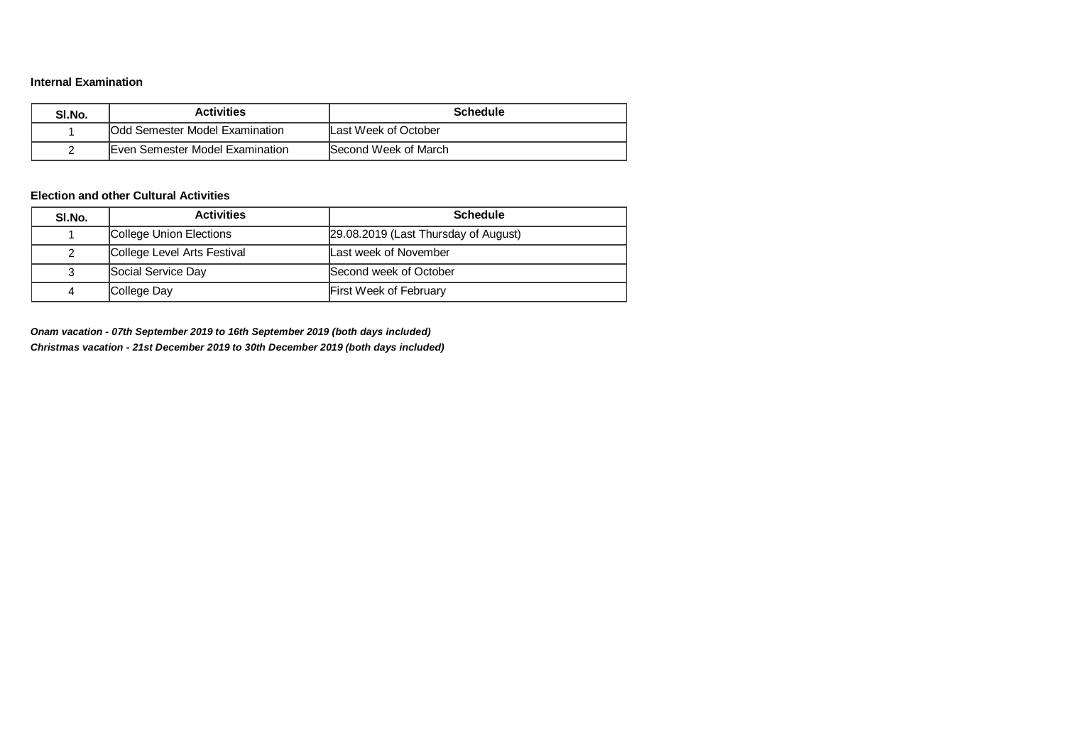**Internal Examination**

| Sl.No. | Activities | Schedule |
| --- | --- | --- |
| 1 | Odd Semester Model Examination | Last Week of October |
| 2 | Even Semester Model Examination | Second Week of March |

**Election and other Cultural Activities**

| Sl.No. | Activities | Schedule |
| --- | --- | --- |
| 1 | College Union Elections | 29.08.2019 (Last Thursday of August) |
| 2 | College Level Arts Festival | Last week of November |
| 3 | Social Service Day | Second week of October |
| 4 | College Day | First Week of February |

***Onam vacation - 07th September 2019 to 16th September 2019 (both days included)***

***Christmas vacation - 21st December 2019 to 30th December 2019 (both days included)***